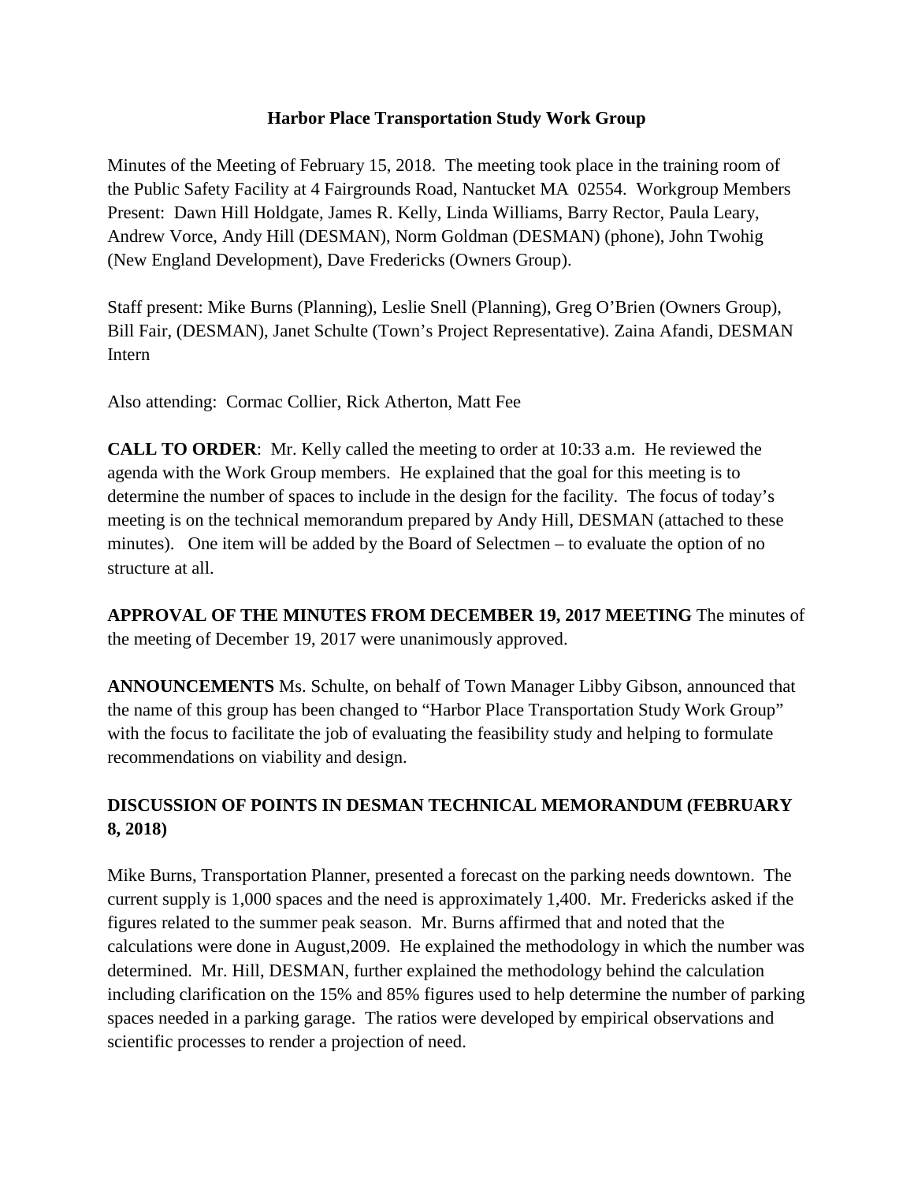# Harbor Place Transportation Study Work Group

Minutes of the Meeting of February 15, 2018. The meeting took place in the training room of the Public Safety Facility at 4 Fairgrounds Road, Nantucket MA 02554. Workgroup Members Present: Dawn Hill Holdgate, James R. Kelly, Linda Williams, Barry Rector, Paula Leary, Andrew Vorce, Andy Hill (DESMAN), Norm Goldman (DESMAN) (phone), John Twohig (New England Development), Dave Fredericks (Owners Group).

Staff present: Mike Burns (Planning), Leslie Snell (Planning), Greg O'Brien (Owners Group), Bill Fair, (DESMAN), Janet Schulte (Town's Project Representative). Zaina Afandi, DESMAN Intern

Also attending: Cormac Collier, Rick Atherton, Matt Fee

**CALL TO ORDER**: Mr. Kelly called the meeting to order at 10:33 a.m. He reviewed the agenda with the Work Group members. He explained that the goal for this meeting is to determine the number of spaces to include in the design for the facility. The focus of today's meeting is on the technical memorandum prepared by Andy Hill, DESMAN (attached to these minutes). One item will be added by the Board of Selectmen – to evaluate the option of no structure at all.

**APPROVAL OF THE MINUTES FROM DECEMBER 19, 2017 MEETING** The minutes of the meeting of December 19, 2017 were unanimously approved.

**ANNOUNCEMENTS** Ms. Schulte, on behalf of Town Manager Libby Gibson, announced that the name of this group has been changed to "Harbor Place Transportation Study Work Group" with the focus to facilitate the job of evaluating the feasibility study and helping to formulate recommendations on viability and design.

## DISCUSSION OF POINTS IN DESMAN TECHNICAL MEMORANDUM (FEBRUARY 8, 2018)

Mike Burns, Transportation Planner, presented a forecast on the parking needs downtown. The current supply is 1,000 spaces and the need is approximately 1,400. Mr. Fredericks asked if the figures related to the summer peak season. Mr. Burns affirmed that and noted that the calculations were done in August,2009. He explained the methodology in which the number was determined. Mr. Hill, DESMAN, further explained the methodology behind the calculation including clarification on the 15% and 85% figures used to help determine the number of parking spaces needed in a parking garage. The ratios were developed by empirical observations and scientific processes to render a projection of need.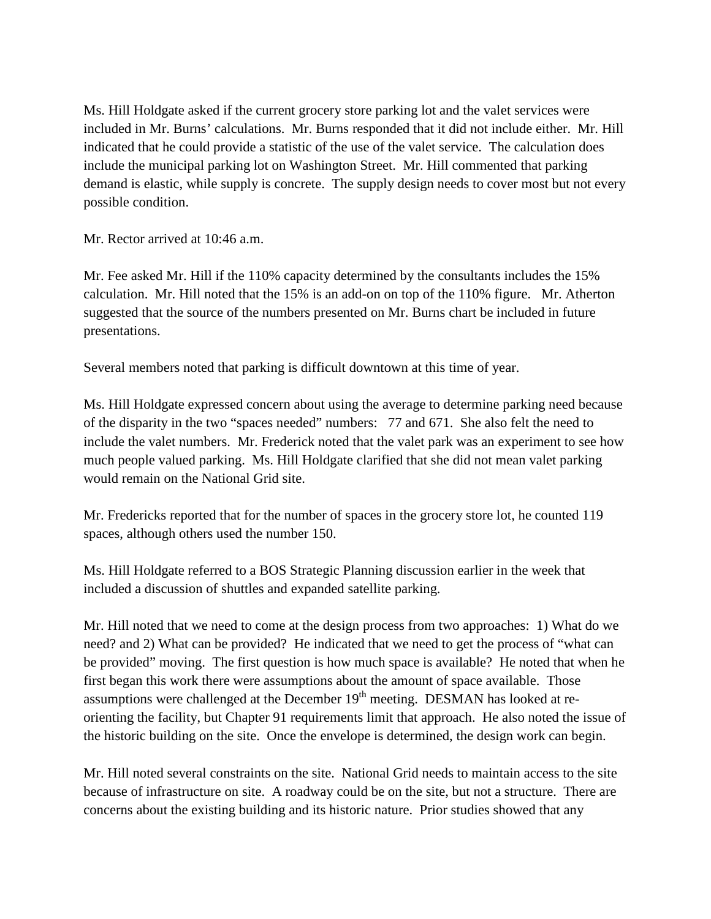Ms. Hill Holdgate asked if the current grocery store parking lot and the valet services were included in Mr. Burns' calculations. Mr. Burns responded that it did not include either. Mr. Hill indicated that he could provide a statistic of the use of the valet service. The calculation does include the municipal parking lot on Washington Street. Mr. Hill commented that parking demand is elastic, while supply is concrete. The supply design needs to cover most but not every possible condition.

Mr. Rector arrived at 10:46 a.m.

Mr. Fee asked Mr. Hill if the 110% capacity determined by the consultants includes the 15% calculation. Mr. Hill noted that the 15% is an add-on on top of the 110% figure. Mr. Atherton suggested that the source of the numbers presented on Mr. Burns chart be included in future presentations.

Several members noted that parking is difficult downtown at this time of year.

Ms. Hill Holdgate expressed concern about using the average to determine parking need because of the disparity in the two "spaces needed" numbers: 77 and 671. She also felt the need to include the valet numbers. Mr. Frederick noted that the valet park was an experiment to see how much people valued parking. Ms. Hill Holdgate clarified that she did not mean valet parking would remain on the National Grid site.

Mr. Fredericks reported that for the number of spaces in the grocery store lot, he counted 119 spaces, although others used the number 150.

Ms. Hill Holdgate referred to a BOS Strategic Planning discussion earlier in the week that included a discussion of shuttles and expanded satellite parking.

Mr. Hill noted that we need to come at the design process from two approaches: 1) What do we need? and 2) What can be provided? He indicated that we need to get the process of "what can be provided" moving. The first question is how much space is available? He noted that when he first began this work there were assumptions about the amount of space available. Those assumptions were challenged at the December 19th meeting. DESMAN has looked at re-orienting the facility, but Chapter 91 requirements limit that approach. He also noted the issue of the historic building on the site. Once the envelope is determined, the design work can begin.

Mr. Hill noted several constraints on the site. National Grid needs to maintain access to the site because of infrastructure on site. A roadway could be on the site, but not a structure. There are concerns about the existing building and its historic nature. Prior studies showed that any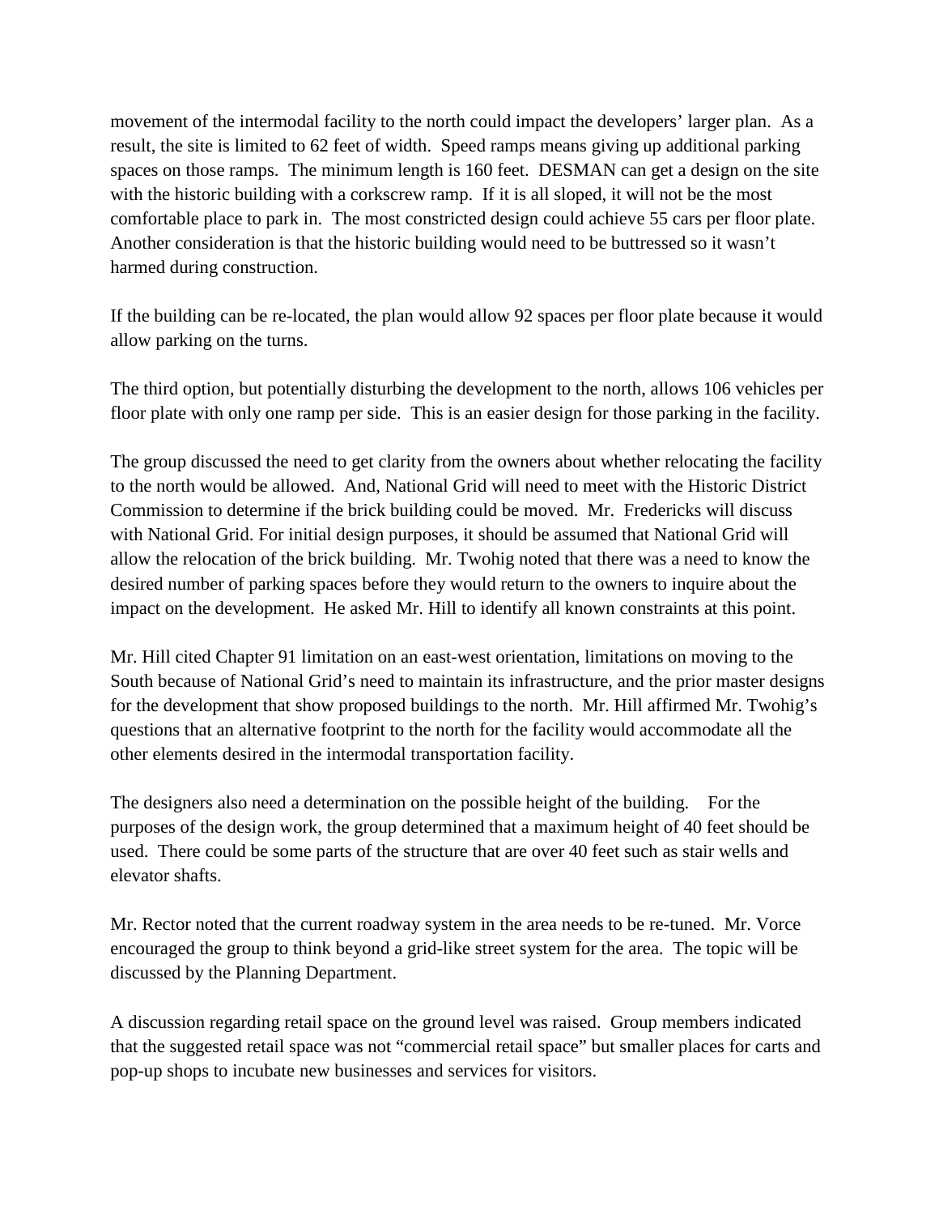movement of the intermodal facility to the north could impact the developers' larger plan. As a result, the site is limited to 62 feet of width. Speed ramps means giving up additional parking spaces on those ramps. The minimum length is 160 feet. DESMAN can get a design on the site with the historic building with a corkscrew ramp. If it is all sloped, it will not be the most comfortable place to park in. The most constricted design could achieve 55 cars per floor plate. Another consideration is that the historic building would need to be buttressed so it wasn't harmed during construction.

If the building can be re-located, the plan would allow 92 spaces per floor plate because it would allow parking on the turns.

The third option, but potentially disturbing the development to the north, allows 106 vehicles per floor plate with only one ramp per side. This is an easier design for those parking in the facility.

The group discussed the need to get clarity from the owners about whether relocating the facility to the north would be allowed. And, National Grid will need to meet with the Historic District Commission to determine if the brick building could be moved. Mr. Fredericks will discuss with National Grid. For initial design purposes, it should be assumed that National Grid will allow the relocation of the brick building. Mr. Twohig noted that there was a need to know the desired number of parking spaces before they would return to the owners to inquire about the impact on the development. He asked Mr. Hill to identify all known constraints at this point.

Mr. Hill cited Chapter 91 limitation on an east-west orientation, limitations on moving to the South because of National Grid's need to maintain its infrastructure, and the prior master designs for the development that show proposed buildings to the north. Mr. Hill affirmed Mr. Twohig's questions that an alternative footprint to the north for the facility would accommodate all the other elements desired in the intermodal transportation facility.

The designers also need a determination on the possible height of the building. For the purposes of the design work, the group determined that a maximum height of 40 feet should be used. There could be some parts of the structure that are over 40 feet such as stair wells and elevator shafts.

Mr. Rector noted that the current roadway system in the area needs to be re-tuned. Mr. Vorce encouraged the group to think beyond a grid-like street system for the area. The topic will be discussed by the Planning Department.

A discussion regarding retail space on the ground level was raised. Group members indicated that the suggested retail space was not "commercial retail space" but smaller places for carts and pop-up shops to incubate new businesses and services for visitors.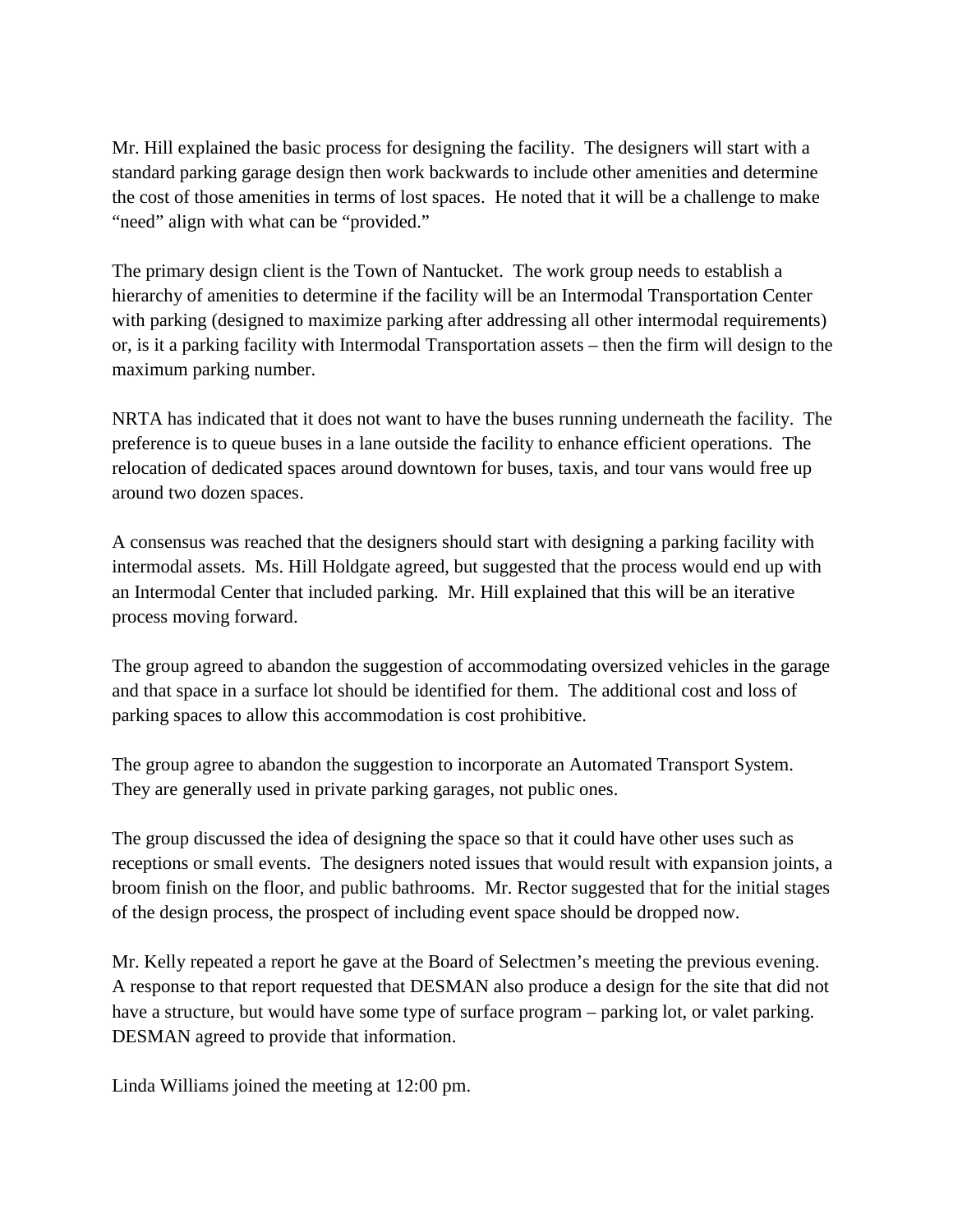Mr. Hill explained the basic process for designing the facility. The designers will start with a standard parking garage design then work backwards to include other amenities and determine the cost of those amenities in terms of lost spaces. He noted that it will be a challenge to make "need" align with what can be "provided."

The primary design client is the Town of Nantucket. The work group needs to establish a hierarchy of amenities to determine if the facility will be an Intermodal Transportation Center with parking (designed to maximize parking after addressing all other intermodal requirements) or, is it a parking facility with Intermodal Transportation assets – then the firm will design to the maximum parking number.

NRTA has indicated that it does not want to have the buses running underneath the facility. The preference is to queue buses in a lane outside the facility to enhance efficient operations. The relocation of dedicated spaces around downtown for buses, taxis, and tour vans would free up around two dozen spaces.

A consensus was reached that the designers should start with designing a parking facility with intermodal assets. Ms. Hill Holdgate agreed, but suggested that the process would end up with an Intermodal Center that included parking. Mr. Hill explained that this will be an iterative process moving forward.

The group agreed to abandon the suggestion of accommodating oversized vehicles in the garage and that space in a surface lot should be identified for them. The additional cost and loss of parking spaces to allow this accommodation is cost prohibitive.

The group agree to abandon the suggestion to incorporate an Automated Transport System. They are generally used in private parking garages, not public ones.

The group discussed the idea of designing the space so that it could have other uses such as receptions or small events. The designers noted issues that would result with expansion joints, a broom finish on the floor, and public bathrooms. Mr. Rector suggested that for the initial stages of the design process, the prospect of including event space should be dropped now.

Mr. Kelly repeated a report he gave at the Board of Selectmen's meeting the previous evening. A response to that report requested that DESMAN also produce a design for the site that did not have a structure, but would have some type of surface program – parking lot, or valet parking. DESMAN agreed to provide that information.

Linda Williams joined the meeting at 12:00 pm.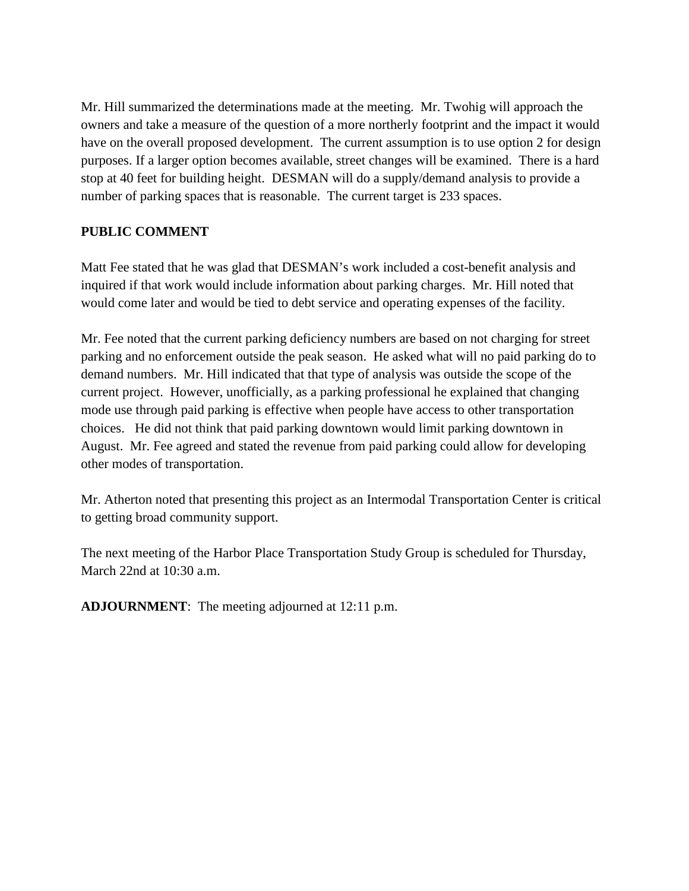Mr. Hill summarized the determinations made at the meeting. Mr. Twohig will approach the owners and take a measure of the question of a more northerly footprint and the impact it would have on the overall proposed development. The current assumption is to use option 2 for design purposes. If a larger option becomes available, street changes will be examined. There is a hard stop at 40 feet for building height. DESMAN will do a supply/demand analysis to provide a number of parking spaces that is reasonable. The current target is 233 spaces.

**PUBLIC COMMENT**

Matt Fee stated that he was glad that DESMAN's work included a cost-benefit analysis and inquired if that work would include information about parking charges. Mr. Hill noted that would come later and would be tied to debt service and operating expenses of the facility.

Mr. Fee noted that the current parking deficiency numbers are based on not charging for street parking and no enforcement outside the peak season. He asked what will no paid parking do to demand numbers. Mr. Hill indicated that that type of analysis was outside the scope of the current project. However, unofficially, as a parking professional he explained that changing mode use through paid parking is effective when people have access to other transportation choices. He did not think that paid parking downtown would limit parking downtown in August. Mr. Fee agreed and stated the revenue from paid parking could allow for developing other modes of transportation.

Mr. Atherton noted that presenting this project as an Intermodal Transportation Center is critical to getting broad community support.

The next meeting of the Harbor Place Transportation Study Group is scheduled for Thursday, March 22nd at 10:30 a.m.

**ADJOURNMENT**: The meeting adjourned at 12:11 p.m.